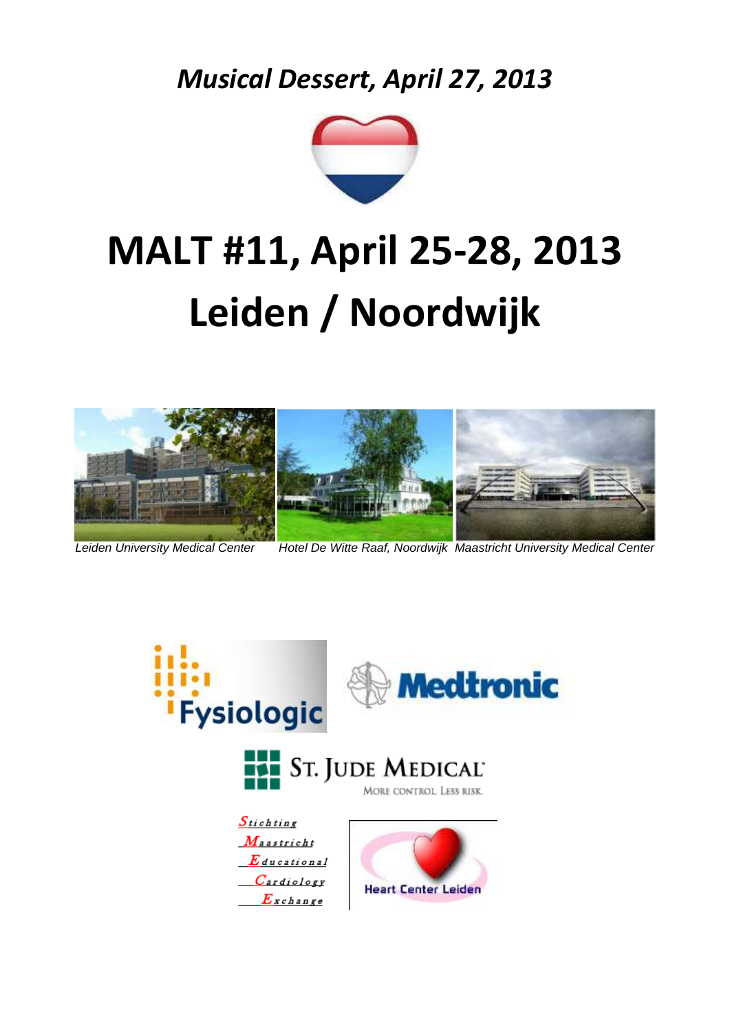*Musical Dessert, April 27, 2013*

# MALT #11, April 25-28, 2013
# Leiden / Noordwijk

*Leiden University Medical Center* *Hotel De Witte Raaf, Noordwijk* *Maastricht University Medical Center*

Fysiologic

Medtronic

ST. JUDE MEDICAL
MORE CONTROL. LESS RISK.

Stichting
Maastricht
Educational
Cardiology
Exchange

Heart Center Leiden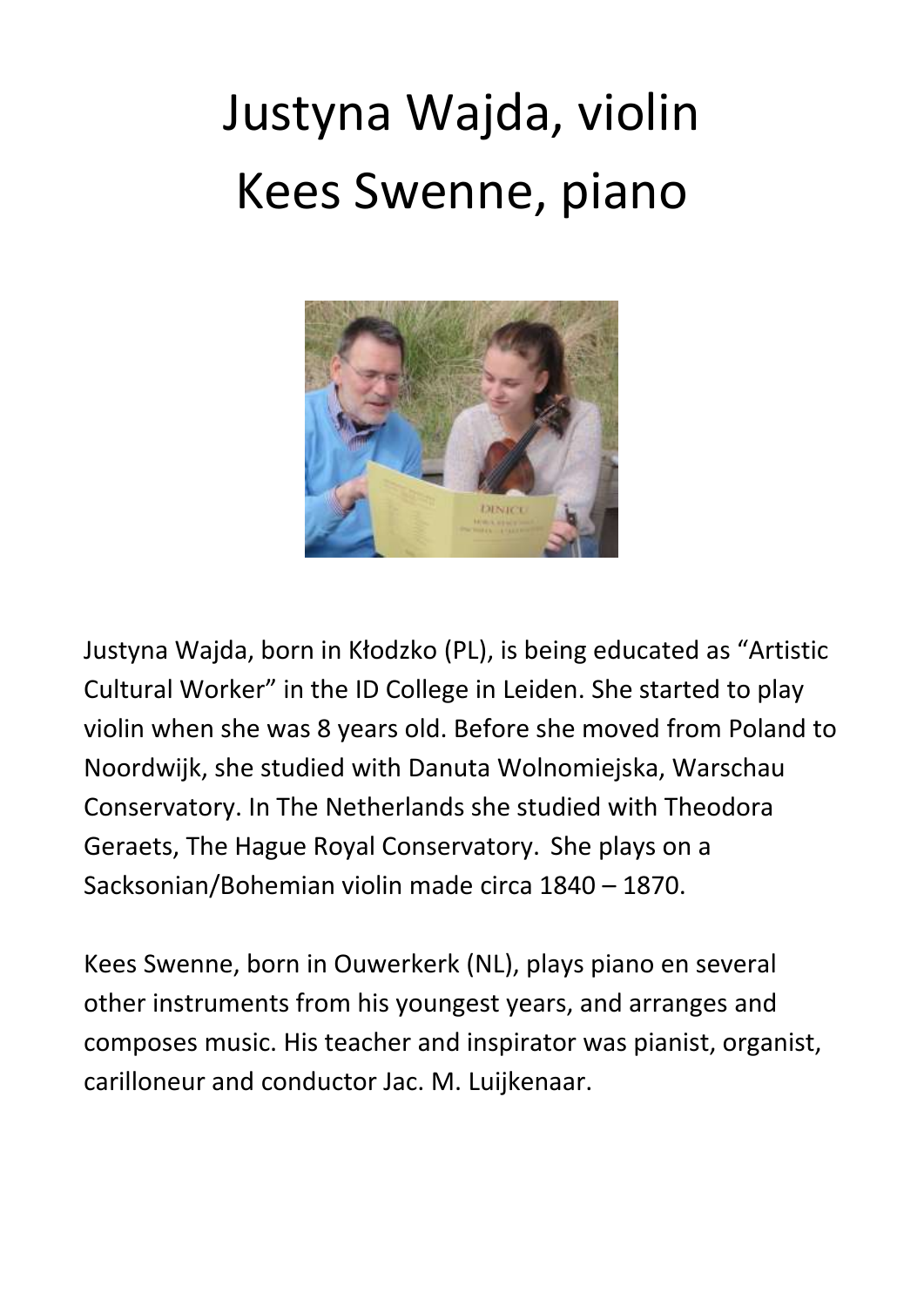# Justyna Wajda, violin
# Kees Swenne, piano

Justyna Wajda, born in Kłodzko (PL), is being educated as “Artistic Cultural Worker” in the ID College in Leiden. She started to play violin when she was 8 years old. Before she moved from Poland to Noordwijk, she studied with Danuta Wolnomiejska, Warschau Conservatory. In The Netherlands she studied with Theodora Geraets, The Hague Royal Conservatory. She plays on a Sacksonian/Bohemian violin made circa 1840 – 1870.

Kees Swenne, born in Ouwerkerk (NL), plays piano en several other instruments from his youngest years, and arranges and composes music. His teacher and inspirator was pianist, organist, carilloneur and conductor Jac. M. Luijkenaar.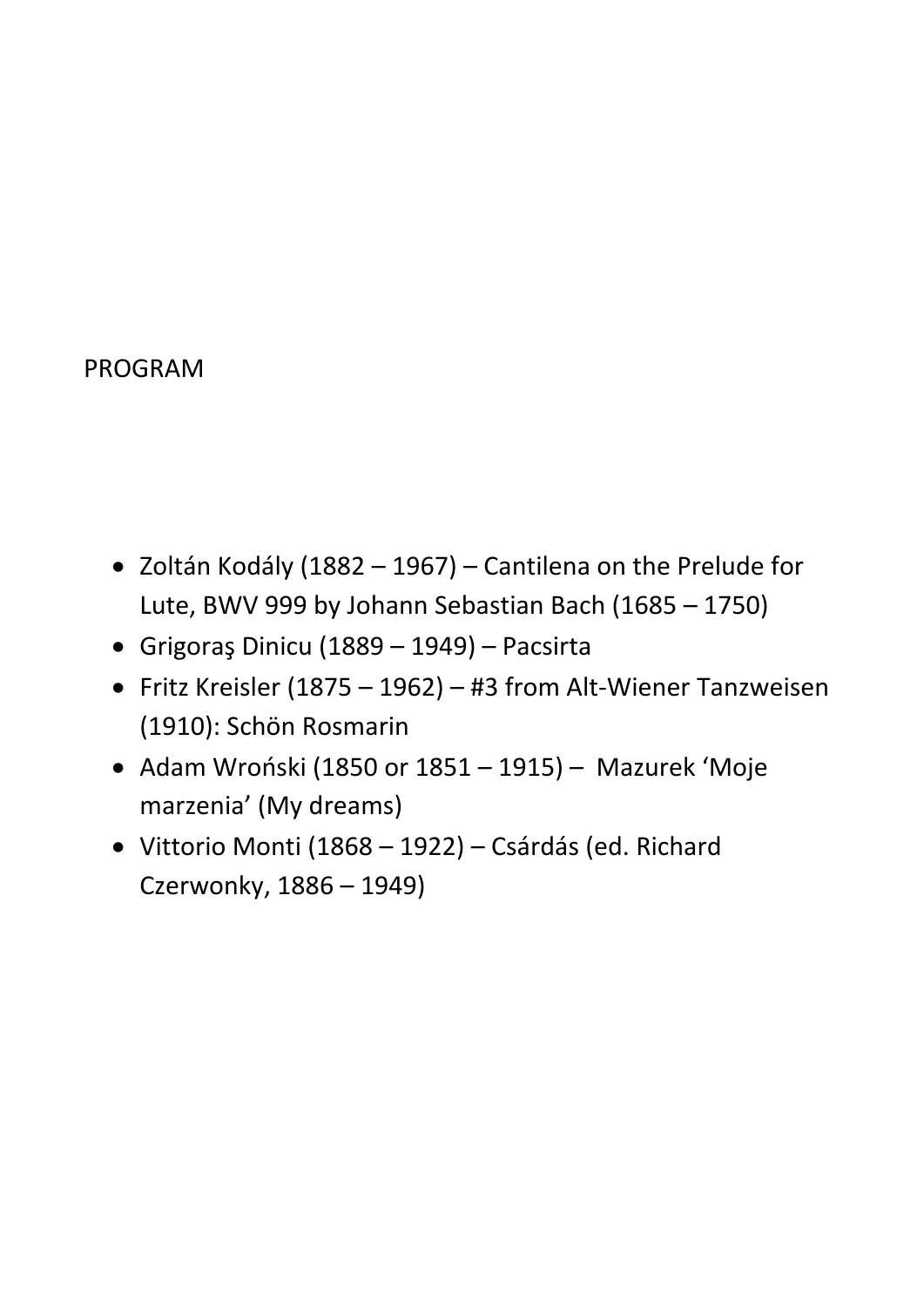# PROGRAM

- Zoltán Kodály (1882 – 1967) – Cantilena on the Prelude for Lute, BWV 999 by Johann Sebastian Bach (1685 – 1750)
- Grigoraş Dinicu (1889 – 1949) – Pacsirta
- Fritz Kreisler (1875 – 1962) – #3 from Alt-Wiener Tanzweisen (1910): Schön Rosmarin
- Adam Wroński (1850 or 1851 – 1915) – Mazurek 'Moje marzenia' (My dreams)
- Vittorio Monti (1868 – 1922) – Csárdás (ed. Richard Czerwonky, 1886 – 1949)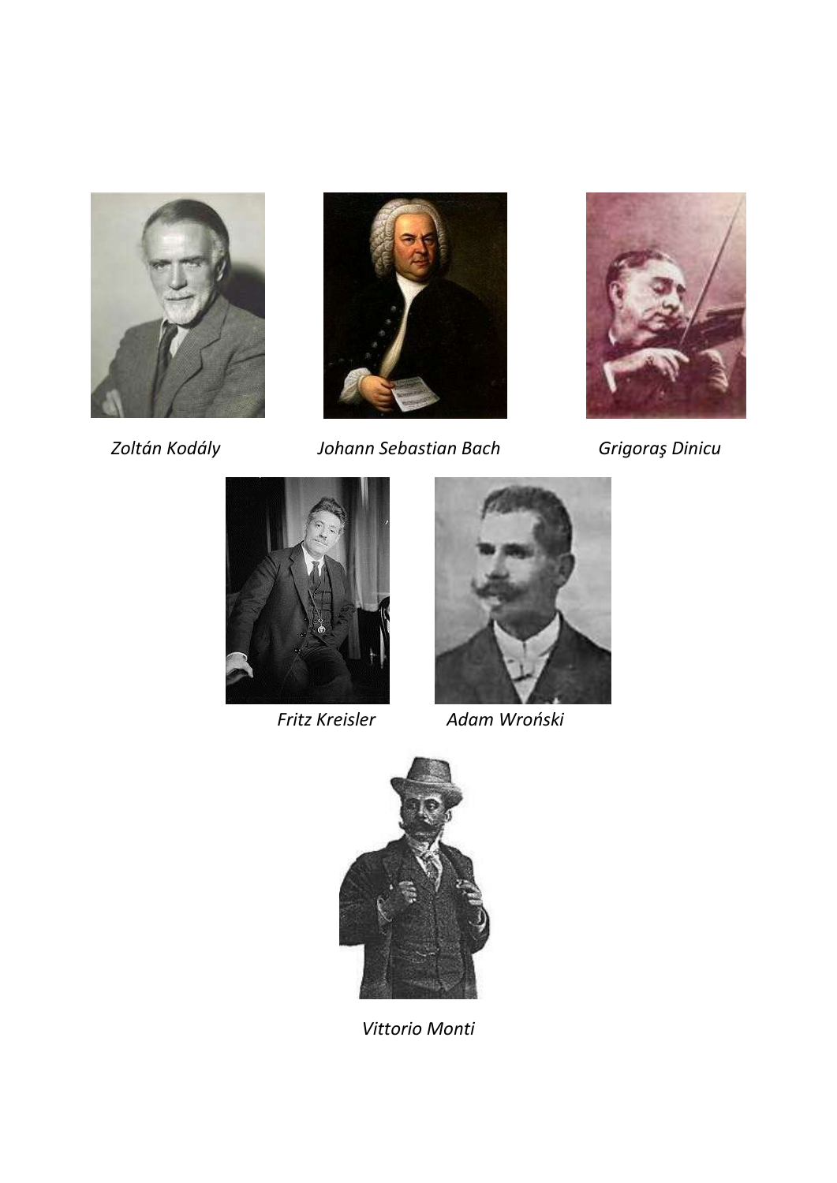*Zoltán Kodály*

*Johann Sebastian Bach*

*Grigoraş Dinicu*

*Fritz Kreisler*

*Adam Wroński*

*Vittorio Monti*